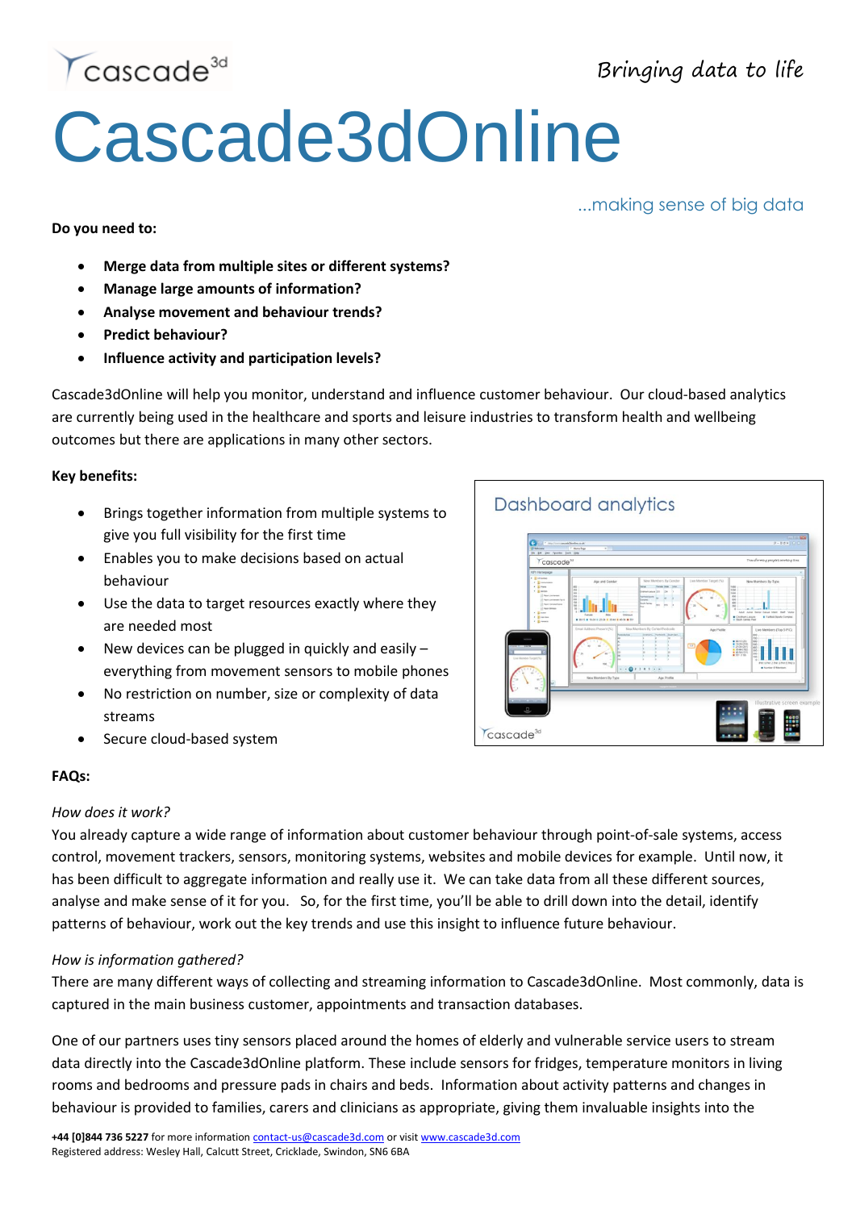cascade[3d]

*Bringing data to life*

# Cascade3dOnline

...making sense of big data

**Do you need to:**

- **Merge data from multiple sites or different systems?**
- **Manage large amounts of information?**
- **Analyse movement and behaviour trends?**
- **Predict behaviour?**
- **Influence activity and participation levels?**

Cascade3dOnline will help you monitor, understand and influence customer behaviour. Our cloud-based analytics are currently being used in the healthcare and sports and leisure industries to transform health and wellbeing outcomes but there are applications in many other sectors.

**Key benefits:**

- Brings together information from multiple systems to give you full visibility for the first time
- Enables you to make decisions based on actual behaviour
- Use the data to target resources exactly where they are needed most
- New devices can be plugged in quickly and easily – everything from movement sensors to mobile phones
- No restriction on number, size or complexity of data streams
- Secure cloud-based system

Dashboard analytics

**FAQs:**

*How does it work?*

You already capture a wide range of information about customer behaviour through point-of-sale systems, access control, movement trackers, sensors, monitoring systems, websites and mobile devices for example. Until now, it has been difficult to aggregate information and really use it. We can take data from all these different sources, analyse and make sense of it for you. So, for the first time, you'll be able to drill down into the detail, identify patterns of behaviour, work out the key trends and use this insight to influence future behaviour.

*How is information gathered?*

There are many different ways of collecting and streaming information to Cascade3dOnline. Most commonly, data is captured in the main business customer, appointments and transaction databases.

One of our partners uses tiny sensors placed around the homes of elderly and vulnerable service users to stream data directly into the Cascade3dOnline platform. These include sensors for fridges, temperature monitors in living rooms and bedrooms and pressure pads in chairs and beds. Information about activity patterns and changes in behaviour is provided to families, carers and clinicians as appropriate, giving them invaluable insights into the

**+44 [0]844 736 5227** for more information contact-us@cascade3d.com or visit www.cascade3d.com
Registered address: Wesley Hall, Calcutt Street, Cricklade, Swindon, SN6 6BA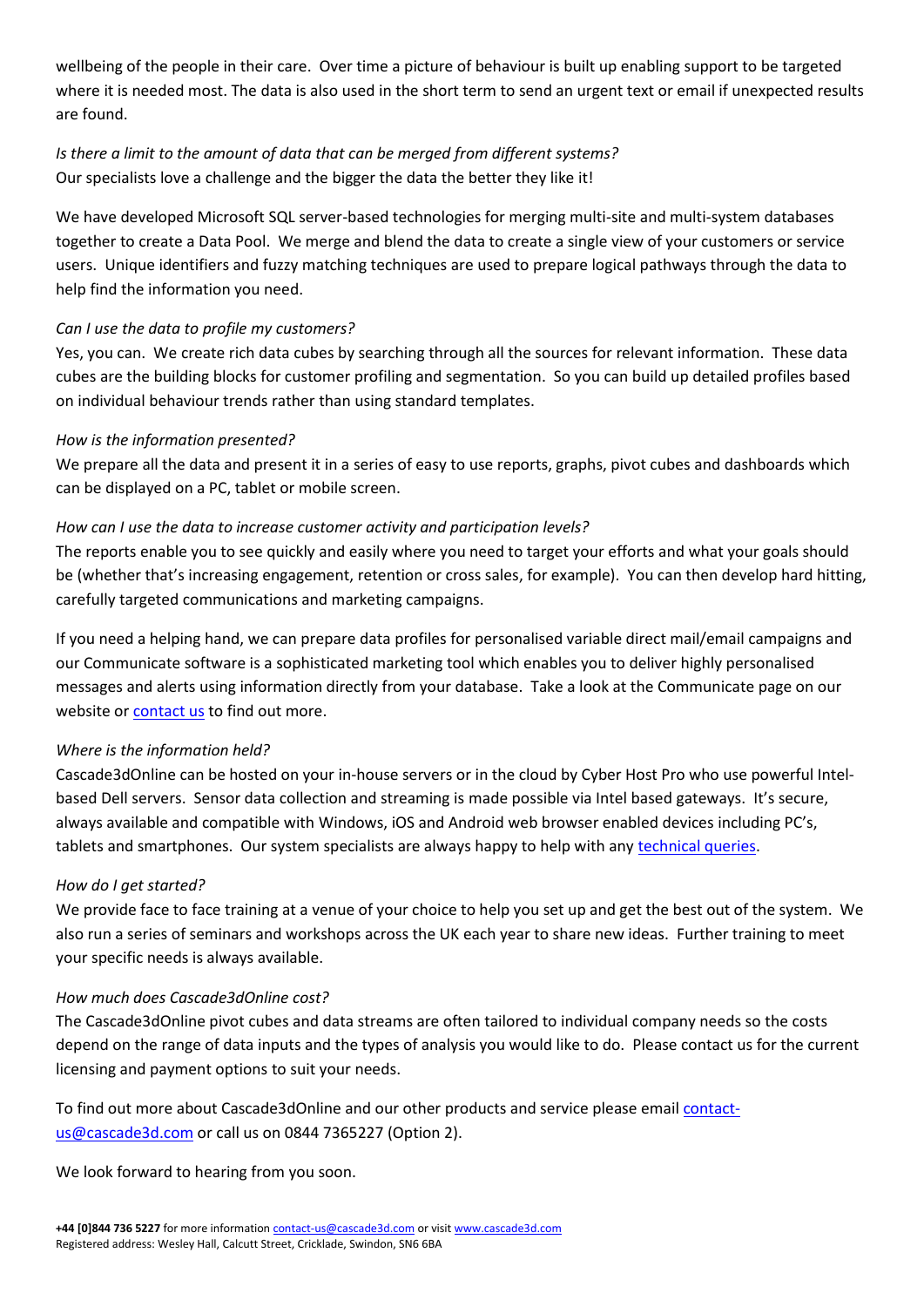wellbeing of the people in their care. Over time a picture of behaviour is built up enabling support to be targeted where it is needed most. The data is also used in the short term to send an urgent text or email if unexpected results are found.

*Is there a limit to the amount of data that can be merged from different systems?*
Our specialists love a challenge and the bigger the data the better they like it!

We have developed Microsoft SQL server-based technologies for merging multi-site and multi-system databases together to create a Data Pool. We merge and blend the data to create a single view of your customers or service users. Unique identifiers and fuzzy matching techniques are used to prepare logical pathways through the data to help find the information you need.

*Can I use the data to profile my customers?*
Yes, you can. We create rich data cubes by searching through all the sources for relevant information. These data cubes are the building blocks for customer profiling and segmentation. So you can build up detailed profiles based on individual behaviour trends rather than using standard templates.

*How is the information presented?*
We prepare all the data and present it in a series of easy to use reports, graphs, pivot cubes and dashboards which can be displayed on a PC, tablet or mobile screen.

*How can I use the data to increase customer activity and participation levels?*
The reports enable you to see quickly and easily where you need to target your efforts and what your goals should be (whether that's increasing engagement, retention or cross sales, for example). You can then develop hard hitting, carefully targeted communications and marketing campaigns.

If you need a helping hand, we can prepare data profiles for personalised variable direct mail/email campaigns and our Communicate software is a sophisticated marketing tool which enables you to deliver highly personalised messages and alerts using information directly from your database. Take a look at the Communicate page on our website or [contact us](contact us) to find out more.

*Where is the information held?*
Cascade3dOnline can be hosted on your in-house servers or in the cloud by Cyber Host Pro who use powerful Intel-based Dell servers. Sensor data collection and streaming is made possible via Intel based gateways. It's secure, always available and compatible with Windows, iOS and Android web browser enabled devices including PC's, tablets and smartphones. Our system specialists are always happy to help with any [technical queries](technical queries).

*How do I get started?*
We provide face to face training at a venue of your choice to help you set up and get the best out of the system. We also run a series of seminars and workshops across the UK each year to share new ideas. Further training to meet your specific needs is always available.

*How much does Cascade3dOnline cost?*
The Cascade3dOnline pivot cubes and data streams are often tailored to individual company needs so the costs depend on the range of data inputs and the types of analysis you would like to do. Please contact us for the current licensing and payment options to suit your needs.

To find out more about Cascade3dOnline and our other products and service please email contact-us@cascade3d.com or call us on 0844 7365227 (Option 2).

We look forward to hearing from you soon.

**+44 [0]844 736 5227** for more information contact-us@cascade3d.com or visit www.cascade3d.com
Registered address: Wesley Hall, Calcutt Street, Cricklade, Swindon, SN6 6BA